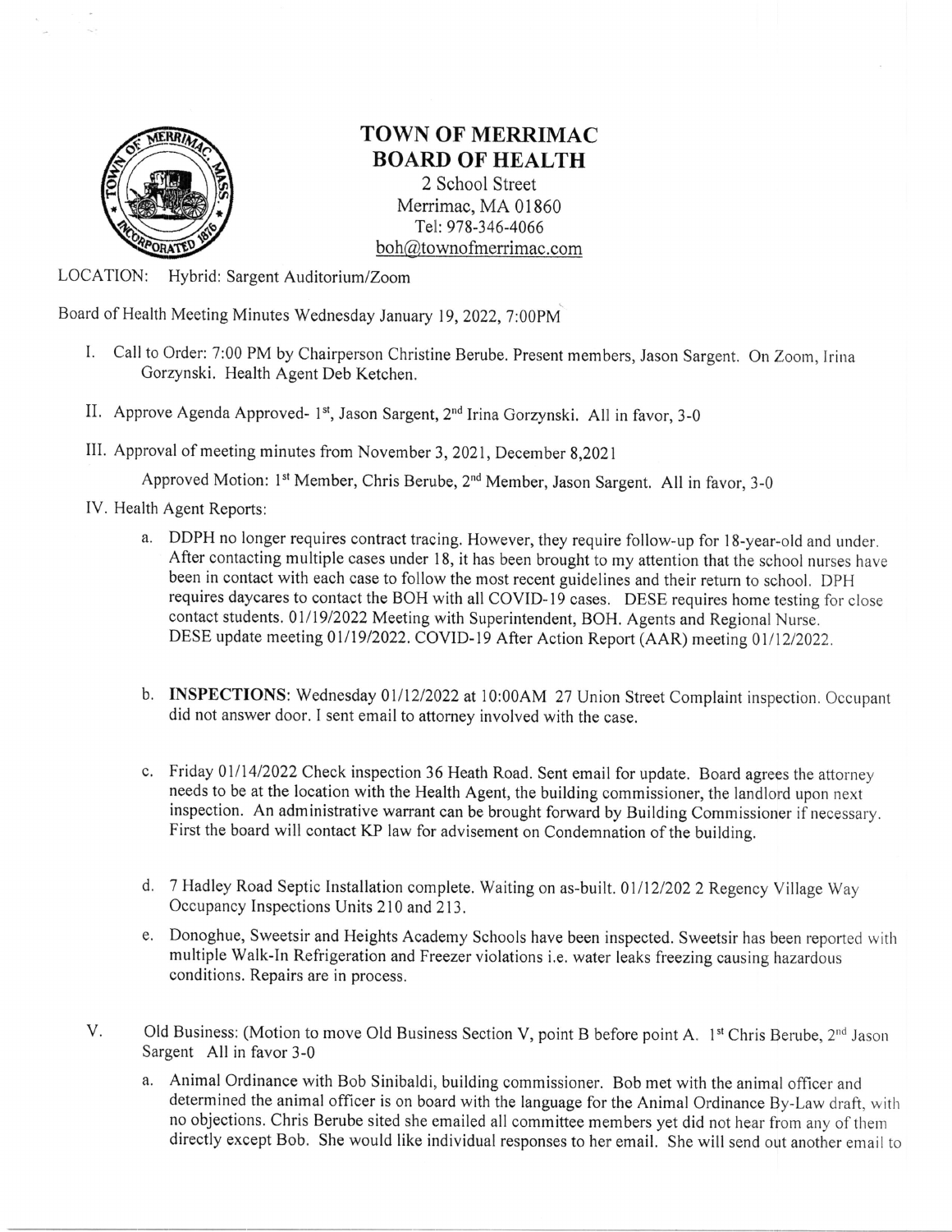# TOWN OF MERRIMAC
## BOARD OF HEALTH

2 School Street
Merrimac, MA 01860
Tel: 978-346-4066
boh@townofmerrimac.com

LOCATION: Hybrid: Sargent Auditorium/Zoom

Board of Health Meeting Minutes Wednesday January 19, 2022, 7:00PM

I. Call to Order: 7:00 PM by Chairperson Christine Berube. Present members, Jason Sargent. On Zoom, Irina Gorzynski. Health Agent Deb Ketchen.

II. Approve Agenda Approved- 1st, Jason Sargent, 2nd Irina Gorzynski. All in favor, 3-0

III. Approval of meeting minutes from November 3, 2021, December 8,2021

Approved Motion: 1st Member, Chris Berube, 2nd Member, Jason Sargent. All in favor, 3-0

IV. Health Agent Reports:

a. DDPH no longer requires contract tracing. However, they require follow-up for 18-year-old and under. After contacting multiple cases under 18, it has been brought to my attention that the school nurses have been in contact with each case to follow the most recent guidelines and their return to school. DPH requires daycares to contact the BOH with all COVID-19 cases. DESE requires home testing for close contact students. 01/19/2022 Meeting with Superintendent, BOH. Agents and Regional Nurse. DESE update meeting 01/19/2022. COVID-19 After Action Report (AAR) meeting 01/12/2022.

b. **INSPECTIONS:** Wednesday 01/12/2022 at 10:00AM 27 Union Street Complaint inspection. Occupant did not answer door. I sent email to attorney involved with the case.

c. Friday 01/14/2022 Check inspection 36 Heath Road. Sent email for update. Board agrees the attorney needs to be at the location with the Health Agent, the building commissioner, the landlord upon next inspection. An administrative warrant can be brought forward by Building Commissioner if necessary. First the board will contact KP law for advisement on Condemnation of the building.

d. 7 Hadley Road Septic Installation complete. Waiting on as-built. 01/12/202 2 Regency Village Way Occupancy Inspections Units 210 and 213.

e. Donoghue, Sweetsir and Heights Academy Schools have been inspected. Sweetsir has been reported with multiple Walk-In Refrigeration and Freezer violations i.e. water leaks freezing causing hazardous conditions. Repairs are in process.

V. Old Business: (Motion to move Old Business Section V, point B before point A. 1st Chris Berube, 2nd Jason Sargent All in favor 3-0

a. Animal Ordinance with Bob Sinibaldi, building commissioner. Bob met with the animal officer and determined the animal officer is on board with the language for the Animal Ordinance By-Law draft, with no objections. Chris Berube sited she emailed all committee members yet did not hear from any of them directly except Bob. She would like individual responses to her email. She will send out another email to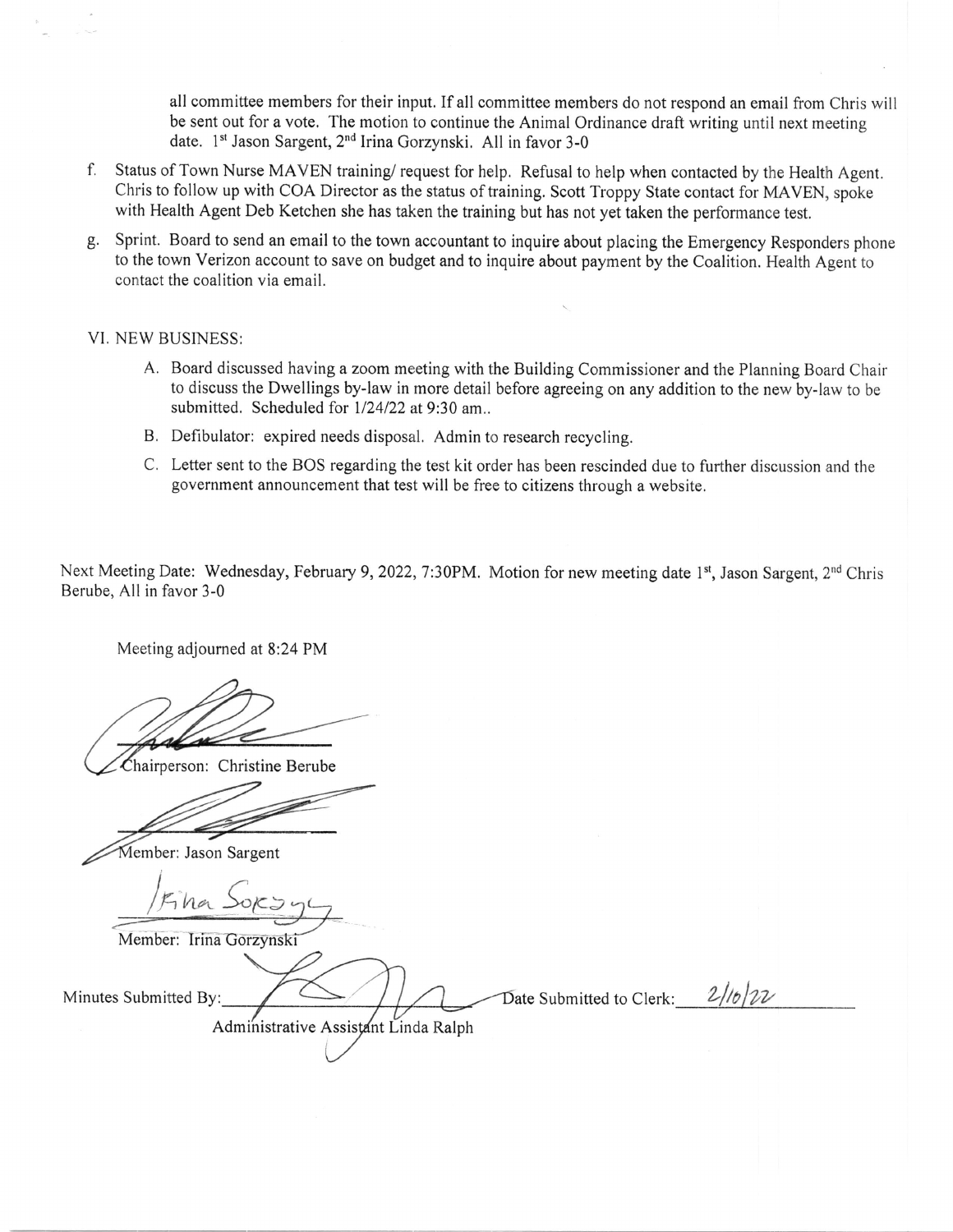all committee members for their input. If all committee members do not respond an email from Chris will be sent out for a vote. The motion to continue the Animal Ordinance draft writing until next meeting date. 1st Jason Sargent, 2nd Irina Gorzynski. All in favor 3-0

f. Status of Town Nurse MAVEN training/ request for help. Refusal to help when contacted by the Health Agent. Chris to follow up with COA Director as the status of training. Scott Troppy State contact for MAVEN, spoke with Health Agent Deb Ketchen she has taken the training but has not yet taken the performance test.

g. Sprint. Board to send an email to the town accountant to inquire about placing the Emergency Responders phone to the town Verizon account to save on budget and to inquire about payment by the Coalition. Health Agent to contact the coalition via email.

VI. NEW BUSINESS:

A. Board discussed having a zoom meeting with the Building Commissioner and the Planning Board Chair to discuss the Dwellings by-law in more detail before agreeing on any addition to the new by-law to be submitted. Scheduled for 1/24/22 at 9:30 am..

B. Defibulator: expired needs disposal. Admin to research recycling.

C. Letter sent to the BOS regarding the test kit order has been rescinded due to further discussion and the government announcement that test will be free to citizens through a website.

Next Meeting Date: Wednesday, February 9, 2022, 7:30PM. Motion for new meeting date 1st, Jason Sargent, 2nd Chris Berube, All in favor 3-0

Meeting adjourned at 8:24 PM

Chairperson: Christine Berube

Member: Jason Sargent

Member: Irina Gorzynski

Minutes Submitted By: ______________ Date Submitted to Clerk: 2/10/22

Administrative Assistant Linda Ralph